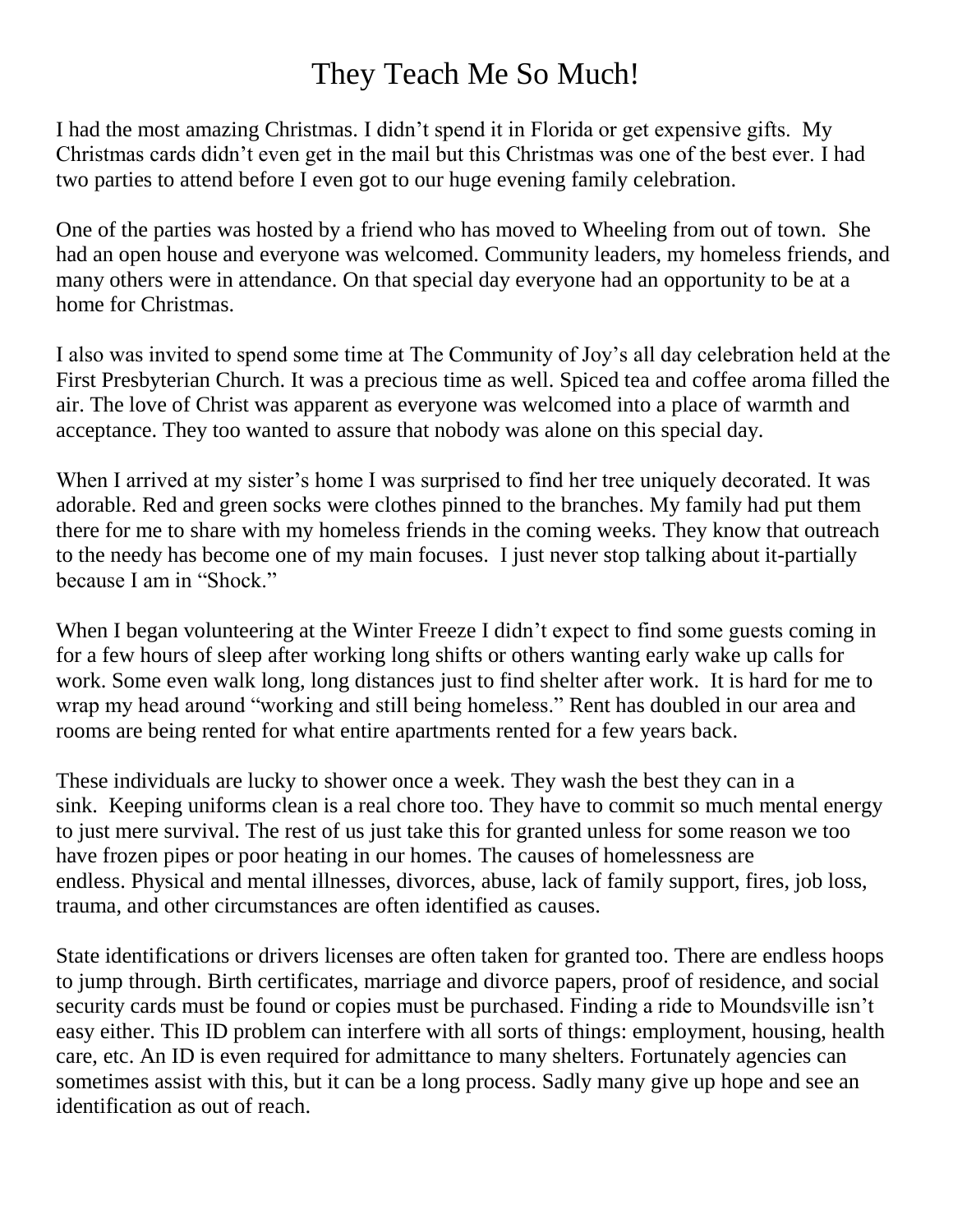# They Teach Me So Much!

I had the most amazing Christmas. I didn't spend it in Florida or get expensive gifts. My Christmas cards didn't even get in the mail but this Christmas was one of the best ever. I had two parties to attend before I even got to our huge evening family celebration.

One of the parties was hosted by a friend who has moved to Wheeling from out of town. She had an open house and everyone was welcomed. Community leaders, my homeless friends, and many others were in attendance. On that special day everyone had an opportunity to be at a home for Christmas.

I also was invited to spend some time at The Community of Joy's all day celebration held at the First Presbyterian Church. It was a precious time as well. Spiced tea and coffee aroma filled the air. The love of Christ was apparent as everyone was welcomed into a place of warmth and acceptance. They too wanted to assure that nobody was alone on this special day.

When I arrived at my sister's home I was surprised to find her tree uniquely decorated. It was adorable. Red and green socks were clothes pinned to the branches. My family had put them there for me to share with my homeless friends in the coming weeks. They know that outreach to the needy has become one of my main focuses. I just never stop talking about it-partially because I am in "Shock."

When I began volunteering at the Winter Freeze I didn't expect to find some guests coming in for a few hours of sleep after working long shifts or others wanting early wake up calls for work. Some even walk long, long distances just to find shelter after work. It is hard for me to wrap my head around "working and still being homeless." Rent has doubled in our area and rooms are being rented for what entire apartments rented for a few years back.

These individuals are lucky to shower once a week. They wash the best they can in a sink. Keeping uniforms clean is a real chore too. They have to commit so much mental energy to just mere survival. The rest of us just take this for granted unless for some reason we too have frozen pipes or poor heating in our homes. The causes of homelessness are endless. Physical and mental illnesses, divorces, abuse, lack of family support, fires, job loss, trauma, and other circumstances are often identified as causes.

State identifications or drivers licenses are often taken for granted too. There are endless hoops to jump through. Birth certificates, marriage and divorce papers, proof of residence, and social security cards must be found or copies must be purchased. Finding a ride to Moundsville isn't easy either. This ID problem can interfere with all sorts of things: employment, housing, health care, etc. An ID is even required for admittance to many shelters. Fortunately agencies can sometimes assist with this, but it can be a long process. Sadly many give up hope and see an identification as out of reach.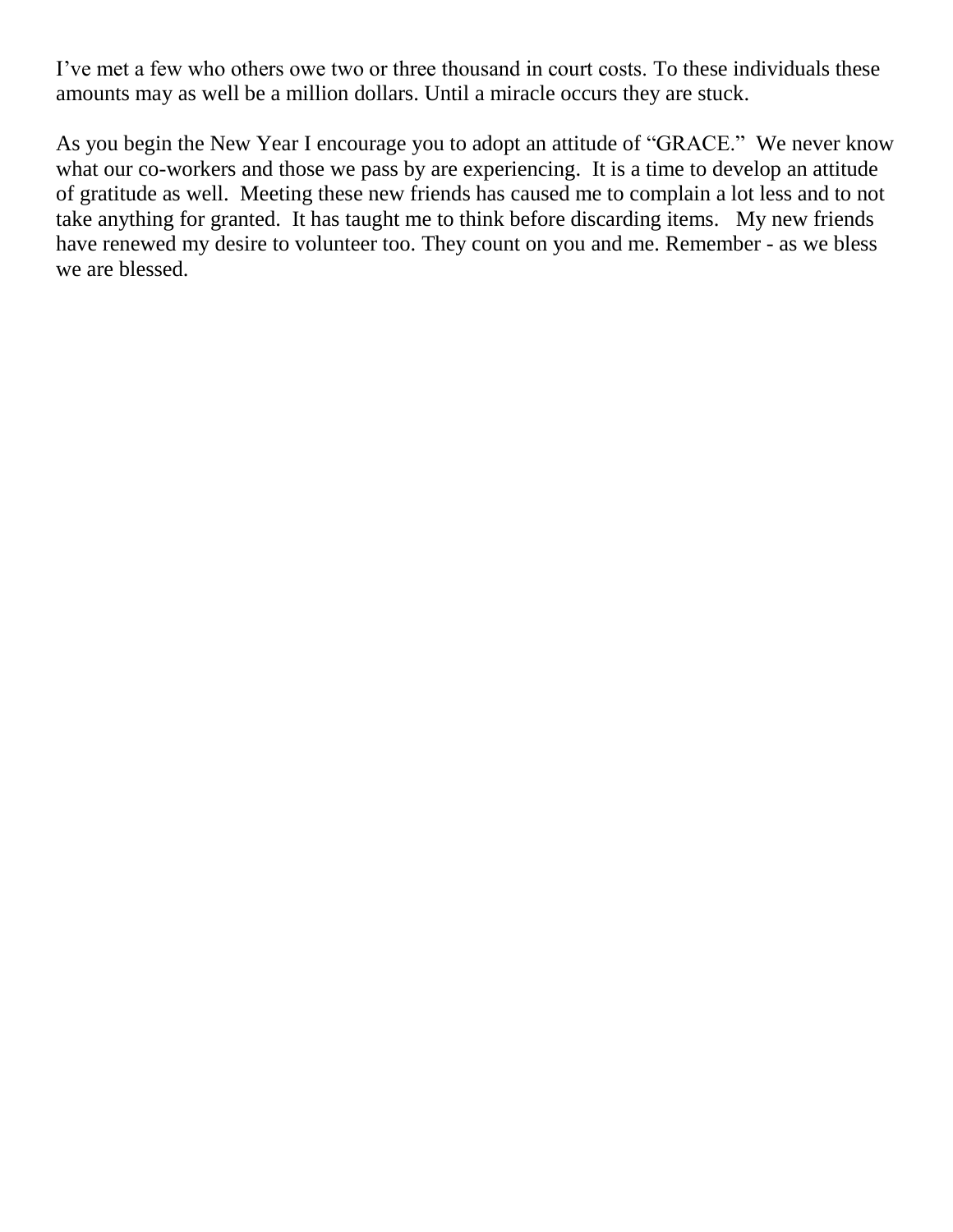I've met a few who others owe two or three thousand in court costs. To these individuals these amounts may as well be a million dollars. Until a miracle occurs they are stuck.

As you begin the New Year I encourage you to adopt an attitude of "GRACE." We never know what our co-workers and those we pass by are experiencing. It is a time to develop an attitude of gratitude as well. Meeting these new friends has caused me to complain a lot less and to not take anything for granted. It has taught me to think before discarding items. My new friends have renewed my desire to volunteer too. They count on you and me. Remember - as we bless we are blessed.